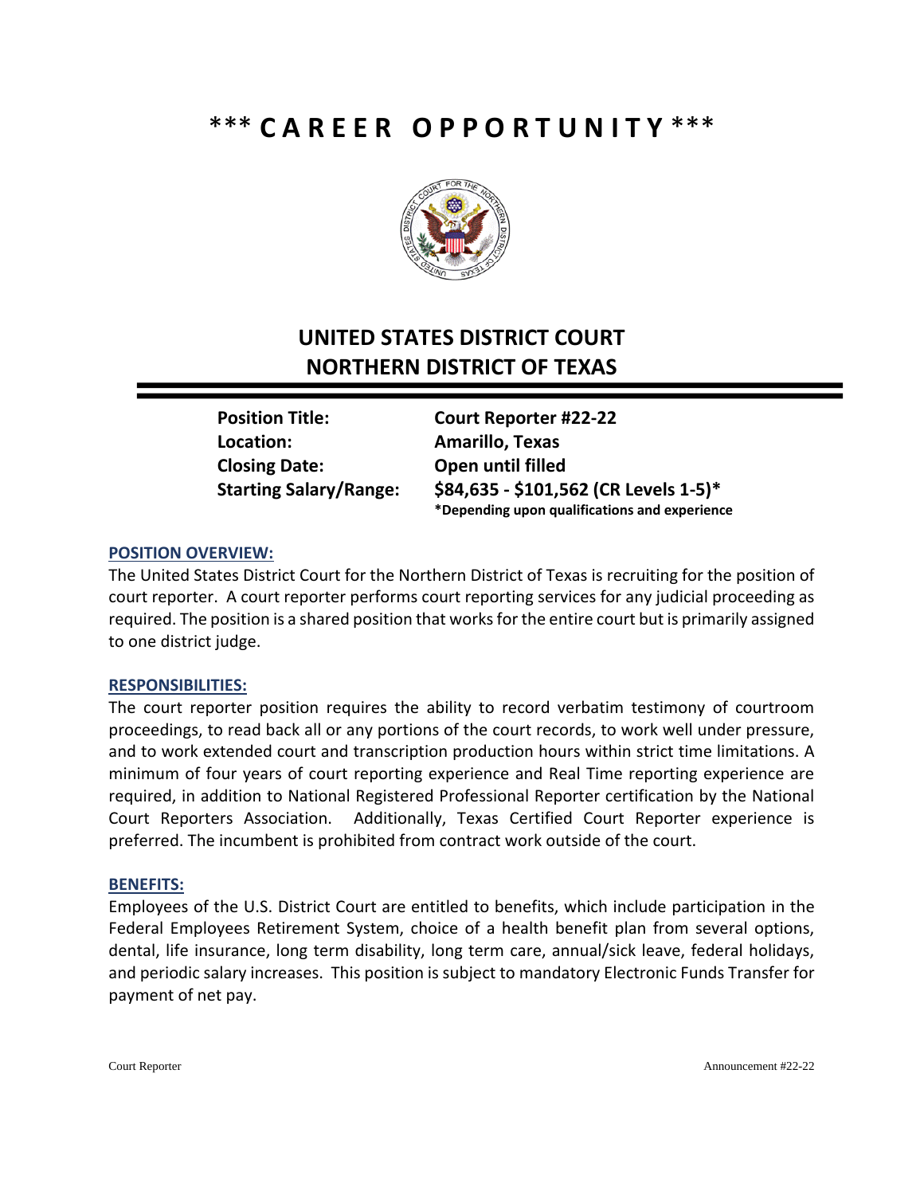# *** CAREER OPPORTUNITY ***

## UNITED STATES DISTRICT COURT
## NORTHERN DISTRICT OF TEXAS

---

| | |
|---|---|
| **Position Title:** | **Court Reporter #22-22** |
| **Location:** | **Amarillo, Texas** |
| **Closing Date:** | **Open until filled** |
| **Starting Salary/Range:** | **$84,635 - $101,562 (CR Levels 1-5)*** <br> ***Depending upon qualifications and experience** |

### POSITION OVERVIEW:

The United States District Court for the Northern District of Texas is recruiting for the position of court reporter. A court reporter performs court reporting services for any judicial proceeding as required. The position is a shared position that works for the entire court but is primarily assigned to one district judge.

### RESPONSIBILITIES:

The court reporter position requires the ability to record verbatim testimony of courtroom proceedings, to read back all or any portions of the court records, to work well under pressure, and to work extended court and transcription production hours within strict time limitations. A minimum of four years of court reporting experience and Real Time reporting experience are required, in addition to National Registered Professional Reporter certification by the National Court Reporters Association. Additionally, Texas Certified Court Reporter experience is preferred. The incumbent is prohibited from contract work outside of the court.

### BENEFITS:

Employees of the U.S. District Court are entitled to benefits, which include participation in the Federal Employees Retirement System, choice of a health benefit plan from several options, dental, life insurance, long term disability, long term care, annual/sick leave, federal holidays, and periodic salary increases. This position is subject to mandatory Electronic Funds Transfer for payment of net pay.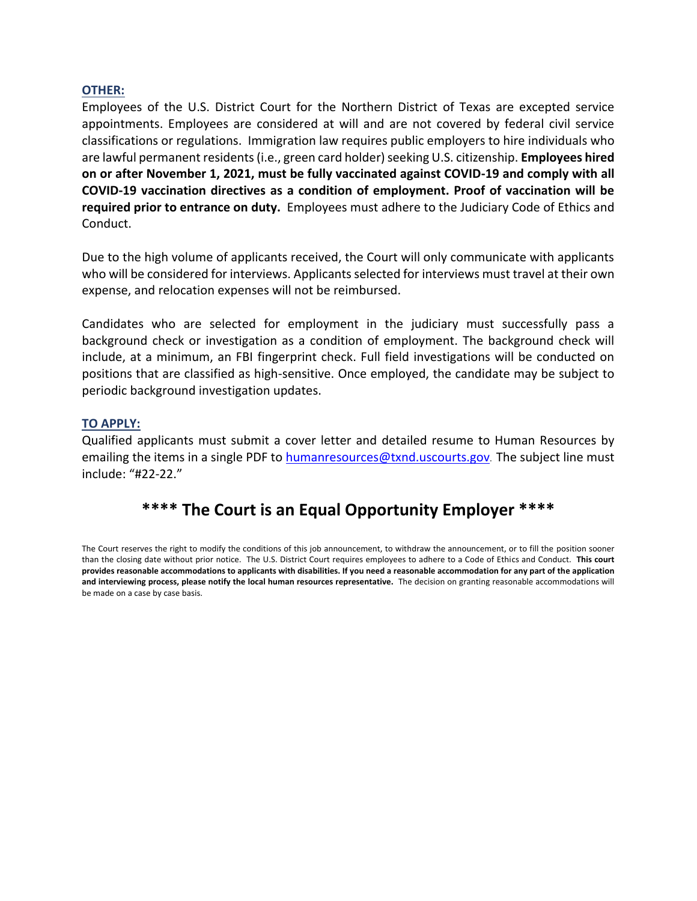## OTHER:

Employees of the U.S. District Court for the Northern District of Texas are excepted service appointments. Employees are considered at will and are not covered by federal civil service classifications or regulations. Immigration law requires public employers to hire individuals who are lawful permanent residents (i.e., green card holder) seeking U.S. citizenship. **Employees hired on or after November 1, 2021, must be fully vaccinated against COVID-19 and comply with all COVID-19 vaccination directives as a condition of employment. Proof of vaccination will be required prior to entrance on duty.** Employees must adhere to the Judiciary Code of Ethics and Conduct.

Due to the high volume of applicants received, the Court will only communicate with applicants who will be considered for interviews. Applicants selected for interviews must travel at their own expense, and relocation expenses will not be reimbursed.

Candidates who are selected for employment in the judiciary must successfully pass a background check or investigation as a condition of employment. The background check will include, at a minimum, an FBI fingerprint check. Full field investigations will be conducted on positions that are classified as high-sensitive. Once employed, the candidate may be subject to periodic background investigation updates.

## TO APPLY:

Qualified applicants must submit a cover letter and detailed resume to Human Resources by emailing the items in a single PDF to humanresources@txnd.uscourts.gov. The subject line must include: "#22-22."

## **** The Court is an Equal Opportunity Employer ****

The Court reserves the right to modify the conditions of this job announcement, to withdraw the announcement, or to fill the position sooner than the closing date without prior notice. The U.S. District Court requires employees to adhere to a Code of Ethics and Conduct. **This court provides reasonable accommodations to applicants with disabilities. If you need a reasonable accommodation for any part of the application and interviewing process, please notify the local human resources representative.** The decision on granting reasonable accommodations will be made on a case by case basis.